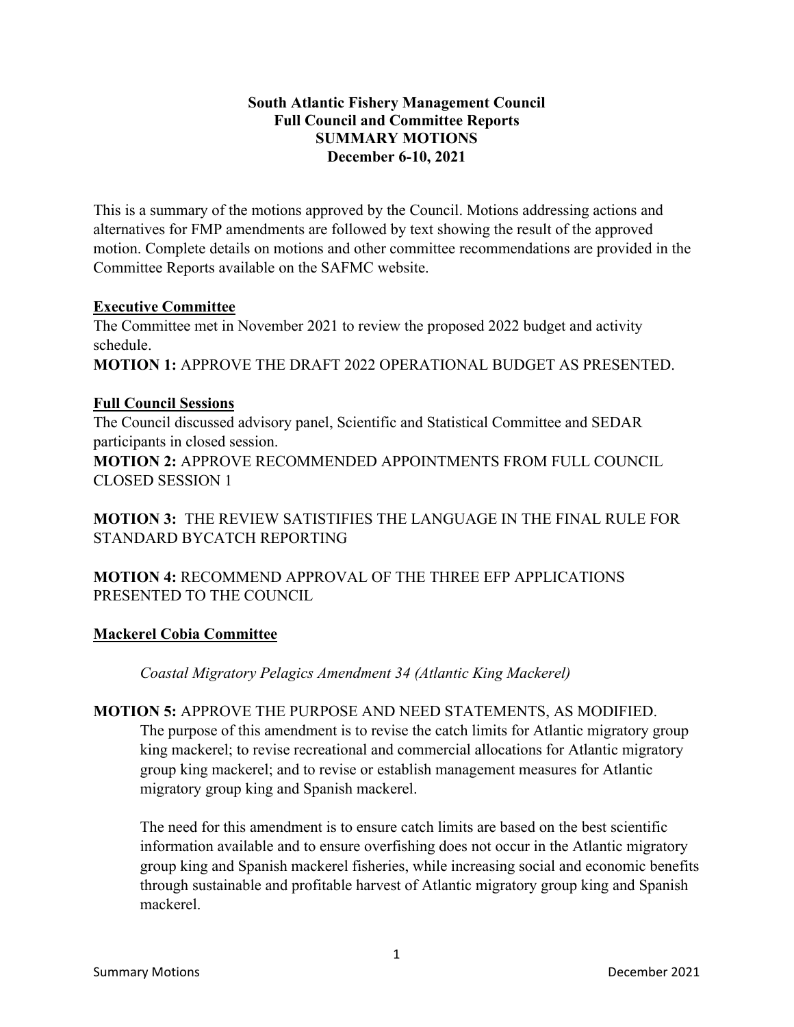**South Atlantic Fishery Management Council**
**Full Council and Committee Reports**
**SUMMARY MOTIONS**
**December 6-10, 2021**

This is a summary of the motions approved by the Council. Motions addressing actions and alternatives for FMP amendments are followed by text showing the result of the approved motion. Complete details on motions and other committee recommendations are provided in the Committee Reports available on the SAFMC website.

## Executive Committee

The Committee met in November 2021 to review the proposed 2022 budget and activity schedule.

**MOTION 1:** APPROVE THE DRAFT 2022 OPERATIONAL BUDGET AS PRESENTED.

## Full Council Sessions

The Council discussed advisory panel, Scientific and Statistical Committee and SEDAR participants in closed session.

**MOTION 2:** APPROVE RECOMMENDED APPOINTMENTS FROM FULL COUNCIL CLOSED SESSION 1

**MOTION 3:** THE REVIEW SATISTIFIES THE LANGUAGE IN THE FINAL RULE FOR STANDARD BYCATCH REPORTING

**MOTION 4:** RECOMMEND APPROVAL OF THE THREE EFP APPLICATIONS PRESENTED TO THE COUNCIL

## Mackerel Cobia Committee

*Coastal Migratory Pelagics Amendment 34 (Atlantic King Mackerel)*

**MOTION 5:** APPROVE THE PURPOSE AND NEED STATEMENTS, AS MODIFIED.

> The purpose of this amendment is to revise the catch limits for Atlantic migratory group king mackerel; to revise recreational and commercial allocations for Atlantic migratory group king mackerel; and to revise or establish management measures for Atlantic migratory group king and Spanish mackerel.
>
> The need for this amendment is to ensure catch limits are based on the best scientific information available and to ensure overfishing does not occur in the Atlantic migratory group king and Spanish mackerel fisheries, while increasing social and economic benefits through sustainable and profitable harvest of Atlantic migratory group king and Spanish mackerel.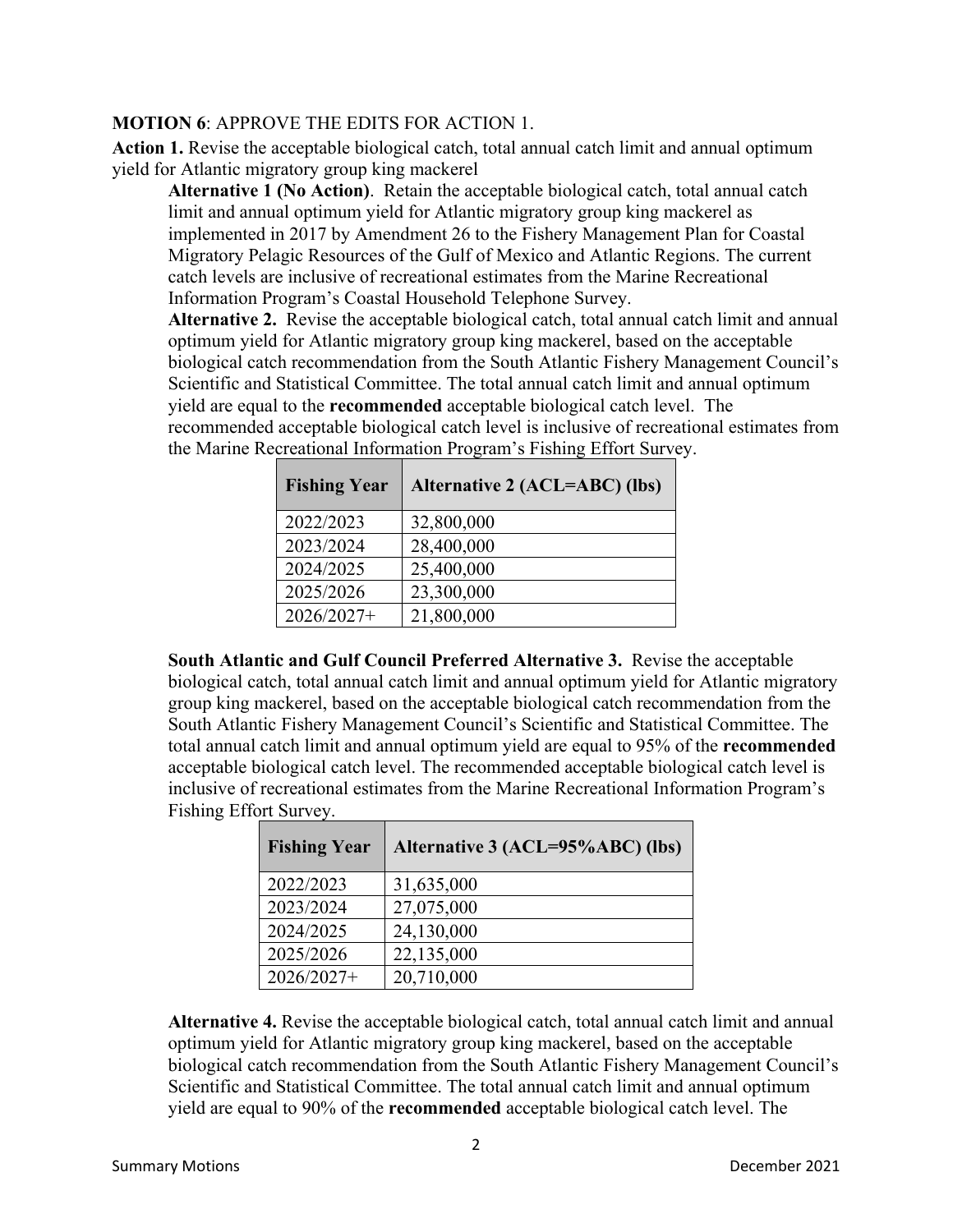**MOTION 6**: APPROVE THE EDITS FOR ACTION 1.

**Action 1.** Revise the acceptable biological catch, total annual catch limit and annual optimum yield for Atlantic migratory group king mackerel

**Alternative 1 (No Action)**. Retain the acceptable biological catch, total annual catch limit and annual optimum yield for Atlantic migratory group king mackerel as implemented in 2017 by Amendment 26 to the Fishery Management Plan for Coastal Migratory Pelagic Resources of the Gulf of Mexico and Atlantic Regions. The current catch levels are inclusive of recreational estimates from the Marine Recreational Information Program's Coastal Household Telephone Survey.

**Alternative 2.** Revise the acceptable biological catch, total annual catch limit and annual optimum yield for Atlantic migratory group king mackerel, based on the acceptable biological catch recommendation from the South Atlantic Fishery Management Council's Scientific and Statistical Committee. The total annual catch limit and annual optimum yield are equal to the **recommended** acceptable biological catch level. The recommended acceptable biological catch level is inclusive of recreational estimates from the Marine Recreational Information Program's Fishing Effort Survey.

| Fishing Year | Alternative 2 (ACL=ABC) (lbs) |
|---|---|
| 2022/2023 | 32,800,000 |
| 2023/2024 | 28,400,000 |
| 2024/2025 | 25,400,000 |
| 2025/2026 | 23,300,000 |
| 2026/2027+ | 21,800,000 |

**South Atlantic and Gulf Council Preferred Alternative 3.** Revise the acceptable biological catch, total annual catch limit and annual optimum yield for Atlantic migratory group king mackerel, based on the acceptable biological catch recommendation from the South Atlantic Fishery Management Council's Scientific and Statistical Committee. The total annual catch limit and annual optimum yield are equal to 95% of the **recommended** acceptable biological catch level. The recommended acceptable biological catch level is inclusive of recreational estimates from the Marine Recreational Information Program's Fishing Effort Survey.

| Fishing Year | Alternative 3 (ACL=95%ABC) (lbs) |
|---|---|
| 2022/2023 | 31,635,000 |
| 2023/2024 | 27,075,000 |
| 2024/2025 | 24,130,000 |
| 2025/2026 | 22,135,000 |
| 2026/2027+ | 20,710,000 |

**Alternative 4.** Revise the acceptable biological catch, total annual catch limit and annual optimum yield for Atlantic migratory group king mackerel, based on the acceptable biological catch recommendation from the South Atlantic Fishery Management Council's Scientific and Statistical Committee. The total annual catch limit and annual optimum yield are equal to 90% of the **recommended** acceptable biological catch level. The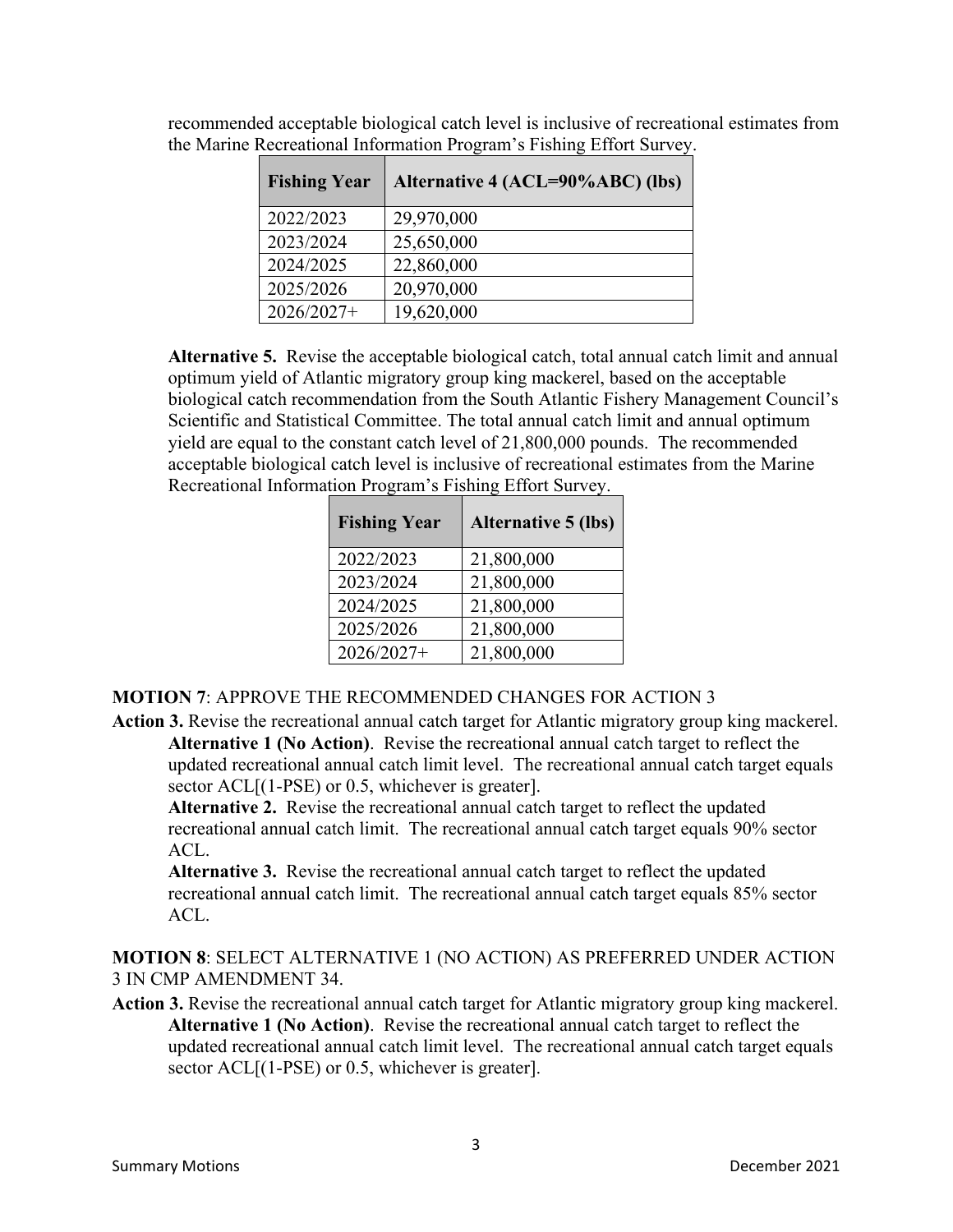recommended acceptable biological catch level is inclusive of recreational estimates from the Marine Recreational Information Program's Fishing Effort Survey.

| Fishing Year | Alternative 4 (ACL=90%ABC) (lbs) |
|---|---|
| 2022/2023 | 29,970,000 |
| 2023/2024 | 25,650,000 |
| 2024/2025 | 22,860,000 |
| 2025/2026 | 20,970,000 |
| 2026/2027+ | 19,620,000 |

**Alternative 5.** Revise the acceptable biological catch, total annual catch limit and annual optimum yield of Atlantic migratory group king mackerel, based on the acceptable biological catch recommendation from the South Atlantic Fishery Management Council's Scientific and Statistical Committee. The total annual catch limit and annual optimum yield are equal to the constant catch level of 21,800,000 pounds. The recommended acceptable biological catch level is inclusive of recreational estimates from the Marine Recreational Information Program's Fishing Effort Survey.

| Fishing Year | Alternative 5 (lbs) |
|---|---|
| 2022/2023 | 21,800,000 |
| 2023/2024 | 21,800,000 |
| 2024/2025 | 21,800,000 |
| 2025/2026 | 21,800,000 |
| 2026/2027+ | 21,800,000 |

**MOTION 7**: APPROVE THE RECOMMENDED CHANGES FOR ACTION 3

**Action 3.** Revise the recreational annual catch target for Atlantic migratory group king mackerel.

**Alternative 1 (No Action)**. Revise the recreational annual catch target to reflect the updated recreational annual catch limit level. The recreational annual catch target equals sector ACL[(1-PSE) or 0.5, whichever is greater].

**Alternative 2.** Revise the recreational annual catch target to reflect the updated recreational annual catch limit. The recreational annual catch target equals 90% sector ACL.

**Alternative 3.** Revise the recreational annual catch target to reflect the updated recreational annual catch limit. The recreational annual catch target equals 85% sector ACL.

**MOTION 8**: SELECT ALTERNATIVE 1 (NO ACTION) AS PREFERRED UNDER ACTION 3 IN CMP AMENDMENT 34.

**Action 3.** Revise the recreational annual catch target for Atlantic migratory group king mackerel.

**Alternative 1 (No Action)**. Revise the recreational annual catch target to reflect the updated recreational annual catch limit level. The recreational annual catch target equals sector ACL[(1-PSE) or 0.5, whichever is greater].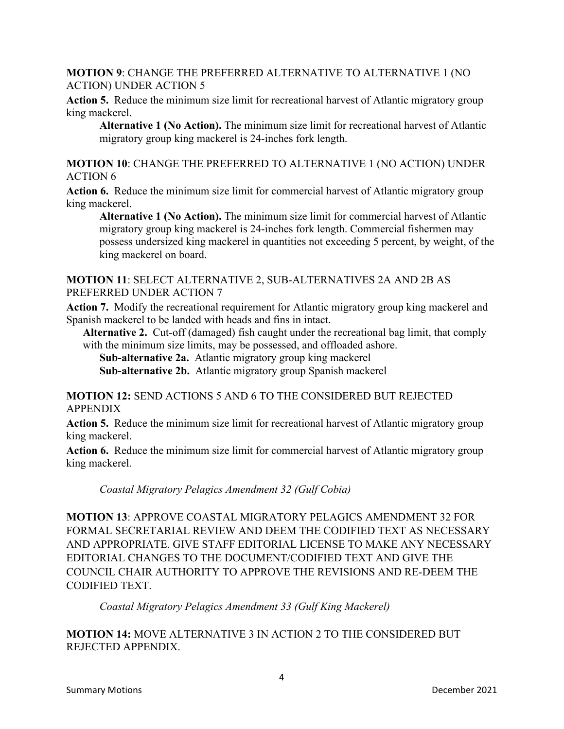**MOTION 9**: CHANGE THE PREFERRED ALTERNATIVE TO ALTERNATIVE 1 (NO ACTION) UNDER ACTION 5

**Action 5.** Reduce the minimum size limit for recreational harvest of Atlantic migratory group king mackerel.

> **Alternative 1 (No Action).** The minimum size limit for recreational harvest of Atlantic migratory group king mackerel is 24-inches fork length.

**MOTION 10**: CHANGE THE PREFERRED TO ALTERNATIVE 1 (NO ACTION) UNDER ACTION 6

**Action 6.** Reduce the minimum size limit for commercial harvest of Atlantic migratory group king mackerel.

> **Alternative 1 (No Action).** The minimum size limit for commercial harvest of Atlantic migratory group king mackerel is 24-inches fork length. Commercial fishermen may possess undersized king mackerel in quantities not exceeding 5 percent, by weight, of the king mackerel on board.

**MOTION 11**: SELECT ALTERNATIVE 2, SUB-ALTERNATIVES 2A AND 2B AS PREFERRED UNDER ACTION 7

**Action 7.** Modify the recreational requirement for Atlantic migratory group king mackerel and Spanish mackerel to be landed with heads and fins in intact.

> **Alternative 2.** Cut-off (damaged) fish caught under the recreational bag limit, that comply with the minimum size limits, may be possessed, and offloaded ashore.
>
> > **Sub-alternative 2a.** Atlantic migratory group king mackerel
> >
> > **Sub-alternative 2b.** Atlantic migratory group Spanish mackerel

**MOTION 12:** SEND ACTIONS 5 AND 6 TO THE CONSIDERED BUT REJECTED APPENDIX

**Action 5.** Reduce the minimum size limit for recreational harvest of Atlantic migratory group king mackerel.

**Action 6.** Reduce the minimum size limit for commercial harvest of Atlantic migratory group king mackerel.

*Coastal Migratory Pelagics Amendment 32 (Gulf Cobia)*

**MOTION 13**: APPROVE COASTAL MIGRATORY PELAGICS AMENDMENT 32 FOR FORMAL SECRETARIAL REVIEW AND DEEM THE CODIFIED TEXT AS NECESSARY AND APPROPRIATE. GIVE STAFF EDITORIAL LICENSE TO MAKE ANY NECESSARY EDITORIAL CHANGES TO THE DOCUMENT/CODIFIED TEXT AND GIVE THE COUNCIL CHAIR AUTHORITY TO APPROVE THE REVISIONS AND RE-DEEM THE CODIFIED TEXT.

*Coastal Migratory Pelagics Amendment 33 (Gulf King Mackerel)*

**MOTION 14:** MOVE ALTERNATIVE 3 IN ACTION 2 TO THE CONSIDERED BUT REJECTED APPENDIX.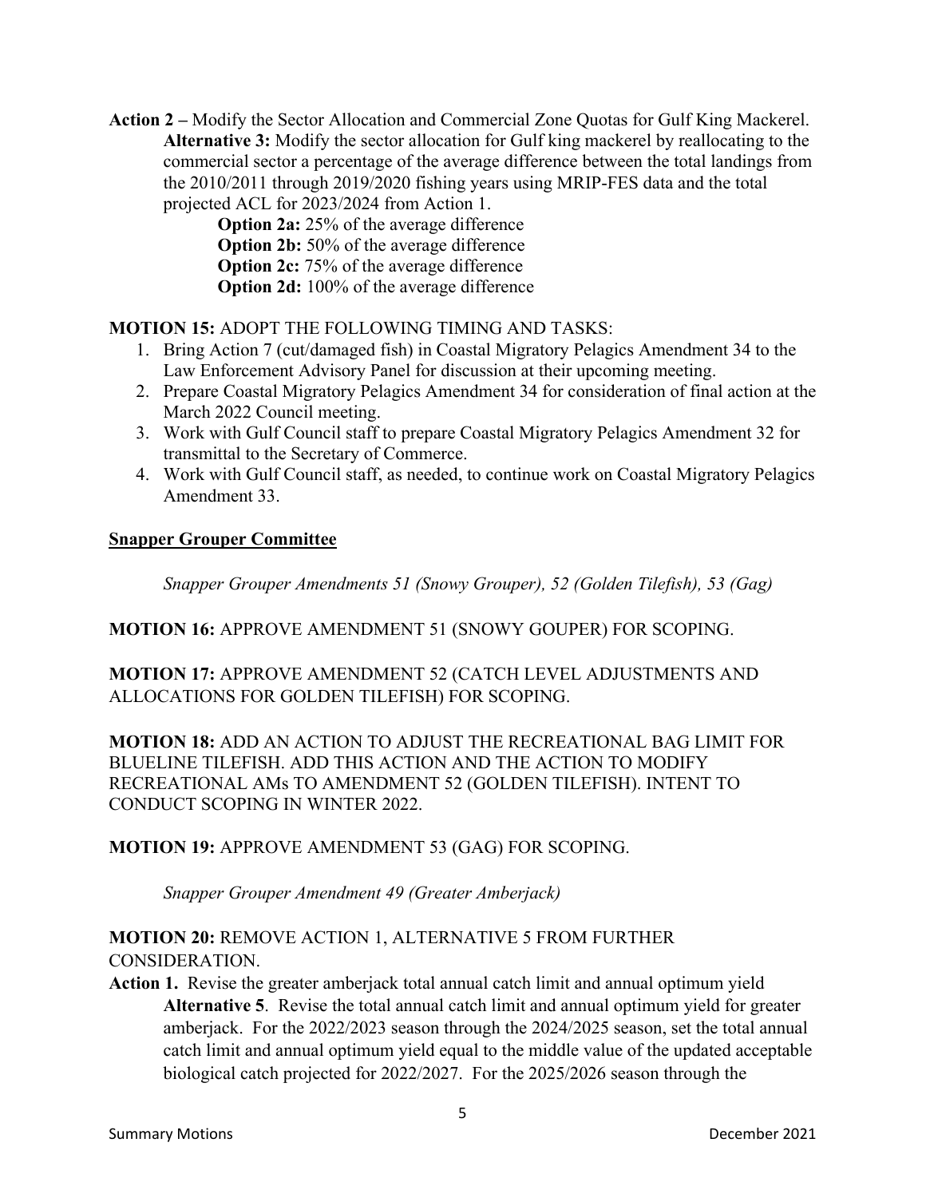**Action 2 –** Modify the Sector Allocation and Commercial Zone Quotas for Gulf King Mackerel.

**Alternative 3:** Modify the sector allocation for Gulf king mackerel by reallocating to the commercial sector a percentage of the average difference between the total landings from the 2010/2011 through 2019/2020 fishing years using MRIP-FES data and the total projected ACL for 2023/2024 from Action 1.

**Option 2a:** 25% of the average difference
**Option 2b:** 50% of the average difference
**Option 2c:** 75% of the average difference
**Option 2d:** 100% of the average difference

**MOTION 15:** ADOPT THE FOLLOWING TIMING AND TASKS:

1. Bring Action 7 (cut/damaged fish) in Coastal Migratory Pelagics Amendment 34 to the Law Enforcement Advisory Panel for discussion at their upcoming meeting.
2. Prepare Coastal Migratory Pelagics Amendment 34 for consideration of final action at the March 2022 Council meeting.
3. Work with Gulf Council staff to prepare Coastal Migratory Pelagics Amendment 32 for transmittal to the Secretary of Commerce.
4. Work with Gulf Council staff, as needed, to continue work on Coastal Migratory Pelagics Amendment 33.

## Snapper Grouper Committee

*Snapper Grouper Amendments 51 (Snowy Grouper), 52 (Golden Tilefish), 53 (Gag)*

**MOTION 16:** APPROVE AMENDMENT 51 (SNOWY GOUPER) FOR SCOPING.

**MOTION 17:** APPROVE AMENDMENT 52 (CATCH LEVEL ADJUSTMENTS AND ALLOCATIONS FOR GOLDEN TILEFISH) FOR SCOPING.

**MOTION 18:** ADD AN ACTION TO ADJUST THE RECREATIONAL BAG LIMIT FOR BLUELINE TILEFISH. ADD THIS ACTION AND THE ACTION TO MODIFY RECREATIONAL AMs TO AMENDMENT 52 (GOLDEN TILEFISH). INTENT TO CONDUCT SCOPING IN WINTER 2022.

**MOTION 19:** APPROVE AMENDMENT 53 (GAG) FOR SCOPING.

*Snapper Grouper Amendment 49 (Greater Amberjack)*

**MOTION 20:** REMOVE ACTION 1, ALTERNATIVE 5 FROM FURTHER CONSIDERATION.

**Action 1.** Revise the greater amberjack total annual catch limit and annual optimum yield

**Alternative 5**. Revise the total annual catch limit and annual optimum yield for greater amberjack. For the 2022/2023 season through the 2024/2025 season, set the total annual catch limit and annual optimum yield equal to the middle value of the updated acceptable biological catch projected for 2022/2027. For the 2025/2026 season through the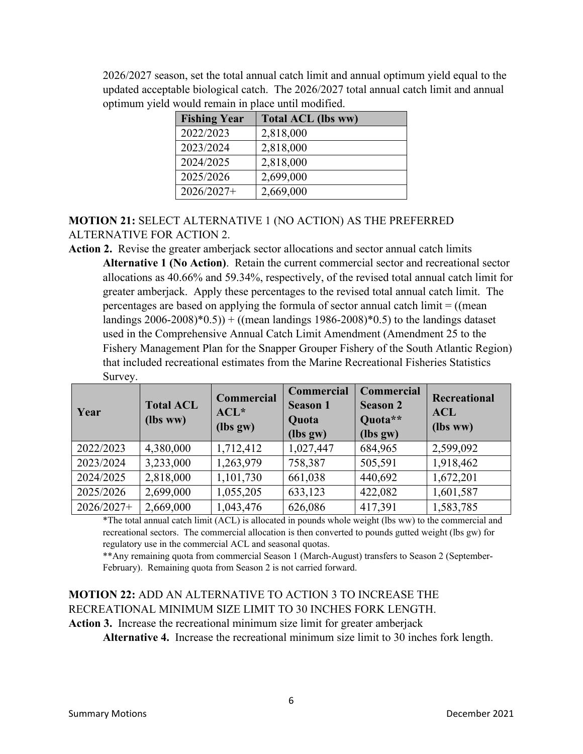2026/2027 season, set the total annual catch limit and annual optimum yield equal to the updated acceptable biological catch. The 2026/2027 total annual catch limit and annual optimum yield would remain in place until modified.

| Fishing Year | Total ACL (lbs ww) |
|---|---|
| 2022/2023 | 2,818,000 |
| 2023/2024 | 2,818,000 |
| 2024/2025 | 2,818,000 |
| 2025/2026 | 2,699,000 |
| 2026/2027+ | 2,669,000 |

**MOTION 21:** SELECT ALTERNATIVE 1 (NO ACTION) AS THE PREFERRED ALTERNATIVE FOR ACTION 2.

**Action 2.** Revise the greater amberjack sector allocations and sector annual catch limits

**Alternative 1 (No Action)**. Retain the current commercial sector and recreational sector allocations as 40.66% and 59.34%, respectively, of the revised total annual catch limit for greater amberjack. Apply these percentages to the revised total annual catch limit. The percentages are based on applying the formula of sector annual catch limit = ((mean landings 2006-2008)*0.5)) + ((mean landings 1986-2008)*0.5) to the landings dataset used in the Comprehensive Annual Catch Limit Amendment (Amendment 25 to the Fishery Management Plan for the Snapper Grouper Fishery of the South Atlantic Region) that included recreational estimates from the Marine Recreational Fisheries Statistics Survey.

| Year | Total ACL (lbs ww) | Commercial ACL* (lbs gw) | Commercial Season 1 Quota (lbs gw) | Commercial Season 2 Quota** (lbs gw) | Recreational ACL (lbs ww) |
|---|---|---|---|---|---|
| 2022/2023 | 4,380,000 | 1,712,412 | 1,027,447 | 684,965 | 2,599,092 |
| 2023/2024 | 3,233,000 | 1,263,979 | 758,387 | 505,591 | 1,918,462 |
| 2024/2025 | 2,818,000 | 1,101,730 | 661,038 | 440,692 | 1,672,201 |
| 2025/2026 | 2,699,000 | 1,055,205 | 633,123 | 422,082 | 1,601,587 |
| 2026/2027+ | 2,669,000 | 1,043,476 | 626,086 | 417,391 | 1,583,785 |

*The total annual catch limit (ACL) is allocated in pounds whole weight (lbs ww) to the commercial and recreational sectors. The commercial allocation is then converted to pounds gutted weight (lbs gw) for regulatory use in the commercial ACL and seasonal quotas.

**Any remaining quota from commercial Season 1 (March-August) transfers to Season 2 (September-February). Remaining quota from Season 2 is not carried forward.

**MOTION 22:** ADD AN ALTERNATIVE TO ACTION 3 TO INCREASE THE RECREATIONAL MINIMUM SIZE LIMIT TO 30 INCHES FORK LENGTH.

**Action 3.** Increase the recreational minimum size limit for greater amberjack

**Alternative 4.** Increase the recreational minimum size limit to 30 inches fork length.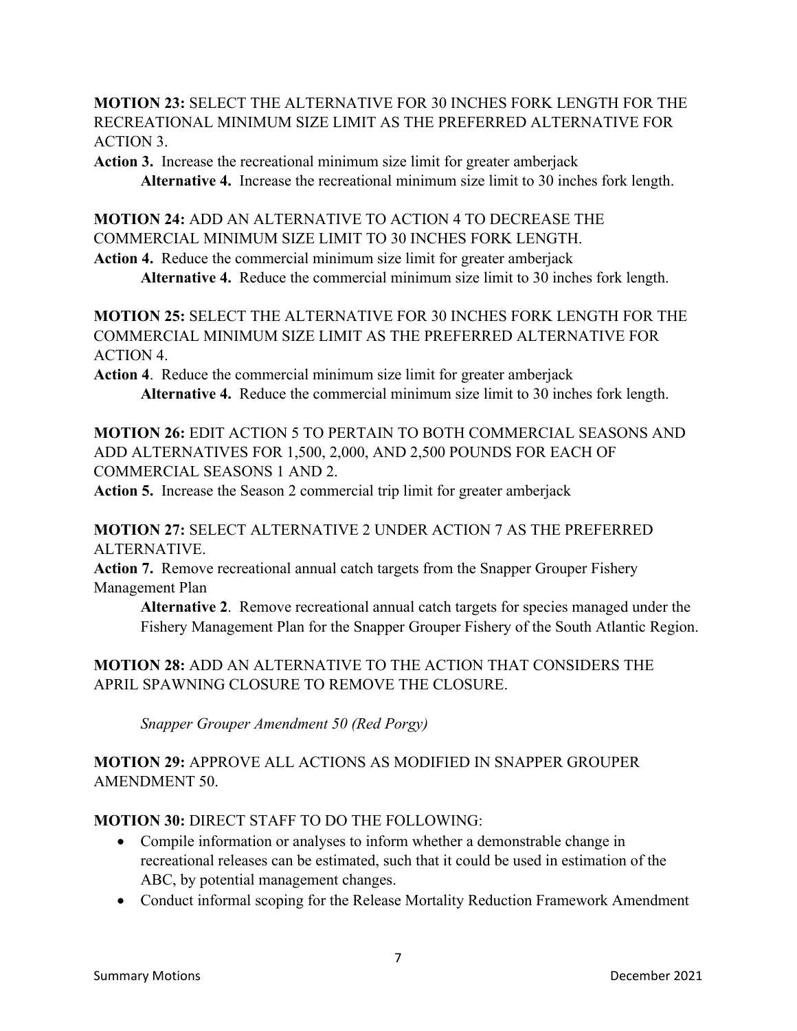**MOTION 23:** SELECT THE ALTERNATIVE FOR 30 INCHES FORK LENGTH FOR THE RECREATIONAL MINIMUM SIZE LIMIT AS THE PREFERRED ALTERNATIVE FOR ACTION 3.

**Action 3.** Increase the recreational minimum size limit for greater amberjack

> **Alternative 4.** Increase the recreational minimum size limit to 30 inches fork length.

**MOTION 24:** ADD AN ALTERNATIVE TO ACTION 4 TO DECREASE THE COMMERCIAL MINIMUM SIZE LIMIT TO 30 INCHES FORK LENGTH.

**Action 4.** Reduce the commercial minimum size limit for greater amberjack

> **Alternative 4.** Reduce the commercial minimum size limit to 30 inches fork length.

**MOTION 25:** SELECT THE ALTERNATIVE FOR 30 INCHES FORK LENGTH FOR THE COMMERCIAL MINIMUM SIZE LIMIT AS THE PREFERRED ALTERNATIVE FOR ACTION 4.

**Action 4**. Reduce the commercial minimum size limit for greater amberjack

> **Alternative 4.** Reduce the commercial minimum size limit to 30 inches fork length.

**MOTION 26:** EDIT ACTION 5 TO PERTAIN TO BOTH COMMERCIAL SEASONS AND ADD ALTERNATIVES FOR 1,500, 2,000, AND 2,500 POUNDS FOR EACH OF COMMERCIAL SEASONS 1 AND 2.

**Action 5.** Increase the Season 2 commercial trip limit for greater amberjack

**MOTION 27:** SELECT ALTERNATIVE 2 UNDER ACTION 7 AS THE PREFERRED ALTERNATIVE.

**Action 7.** Remove recreational annual catch targets from the Snapper Grouper Fishery Management Plan

> **Alternative 2**. Remove recreational annual catch targets for species managed under the Fishery Management Plan for the Snapper Grouper Fishery of the South Atlantic Region.

**MOTION 28:** ADD AN ALTERNATIVE TO THE ACTION THAT CONSIDERS THE APRIL SPAWNING CLOSURE TO REMOVE THE CLOSURE.

*Snapper Grouper Amendment 50 (Red Porgy)*

**MOTION 29:** APPROVE ALL ACTIONS AS MODIFIED IN SNAPPER GROUPER AMENDMENT 50.

**MOTION 30:** DIRECT STAFF TO DO THE FOLLOWING:

- Compile information or analyses to inform whether a demonstrable change in recreational releases can be estimated, such that it could be used in estimation of the ABC, by potential management changes.
- Conduct informal scoping for the Release Mortality Reduction Framework Amendment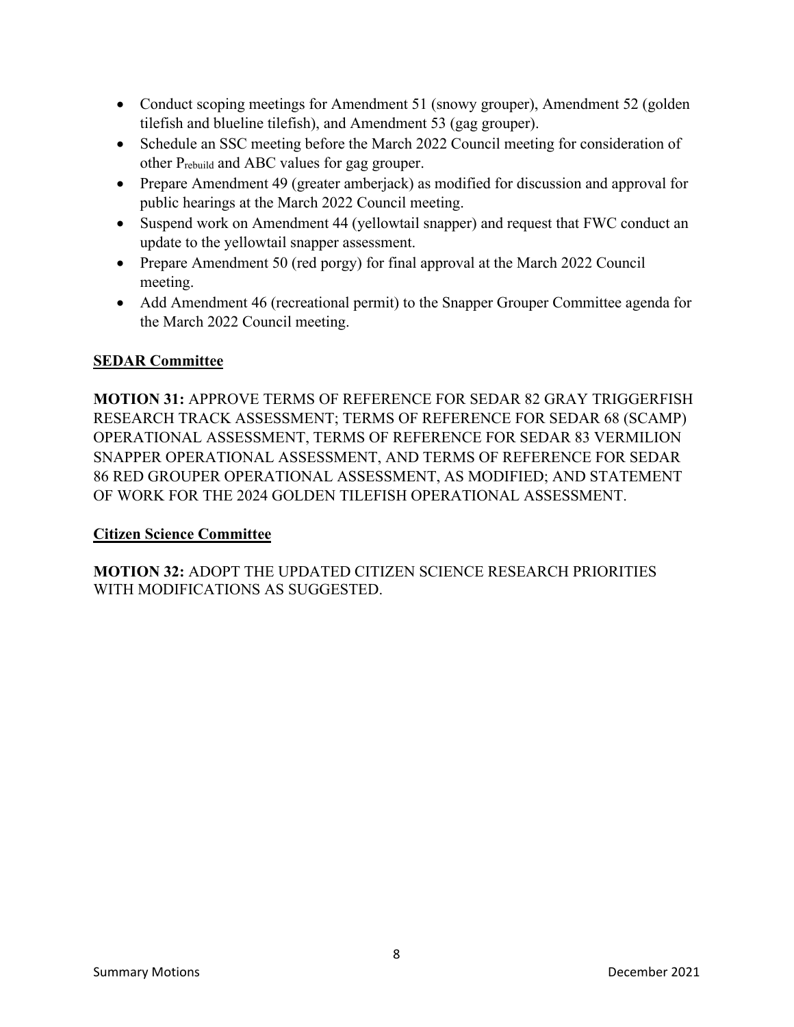- Conduct scoping meetings for Amendment 51 (snowy grouper), Amendment 52 (golden tilefish and blueline tilefish), and Amendment 53 (gag grouper).
- Schedule an SSC meeting before the March 2022 Council meeting for consideration of other $P_{rebuild}$ and ABC values for gag grouper.
- Prepare Amendment 49 (greater amberjack) as modified for discussion and approval for public hearings at the March 2022 Council meeting.
- Suspend work on Amendment 44 (yellowtail snapper) and request that FWC conduct an update to the yellowtail snapper assessment.
- Prepare Amendment 50 (red porgy) for final approval at the March 2022 Council meeting.
- Add Amendment 46 (recreational permit) to the Snapper Grouper Committee agenda for the March 2022 Council meeting.

**SEDAR Committee**

**MOTION 31:** APPROVE TERMS OF REFERENCE FOR SEDAR 82 GRAY TRIGGERFISH RESEARCH TRACK ASSESSMENT; TERMS OF REFERENCE FOR SEDAR 68 (SCAMP) OPERATIONAL ASSESSMENT, TERMS OF REFERENCE FOR SEDAR 83 VERMILION SNAPPER OPERATIONAL ASSESSMENT, AND TERMS OF REFERENCE FOR SEDAR 86 RED GROUPER OPERATIONAL ASSESSMENT, AS MODIFIED; AND STATEMENT OF WORK FOR THE 2024 GOLDEN TILEFISH OPERATIONAL ASSESSMENT.

**Citizen Science Committee**

**MOTION 32:** ADOPT THE UPDATED CITIZEN SCIENCE RESEARCH PRIORITIES WITH MODIFICATIONS AS SUGGESTED.